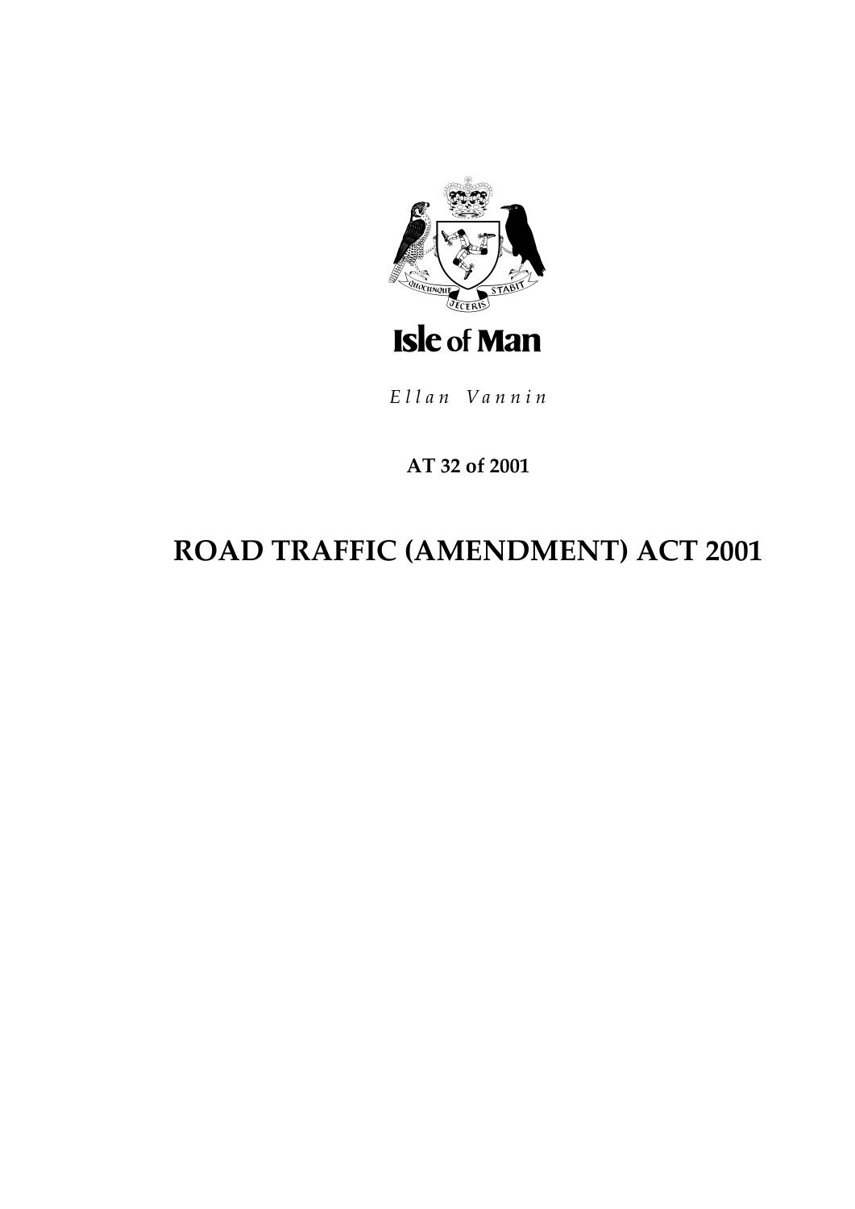Isle of Man

*Ellan Vannin*

**AT 32 of 2001**

# ROAD TRAFFIC (AMENDMENT) ACT 2001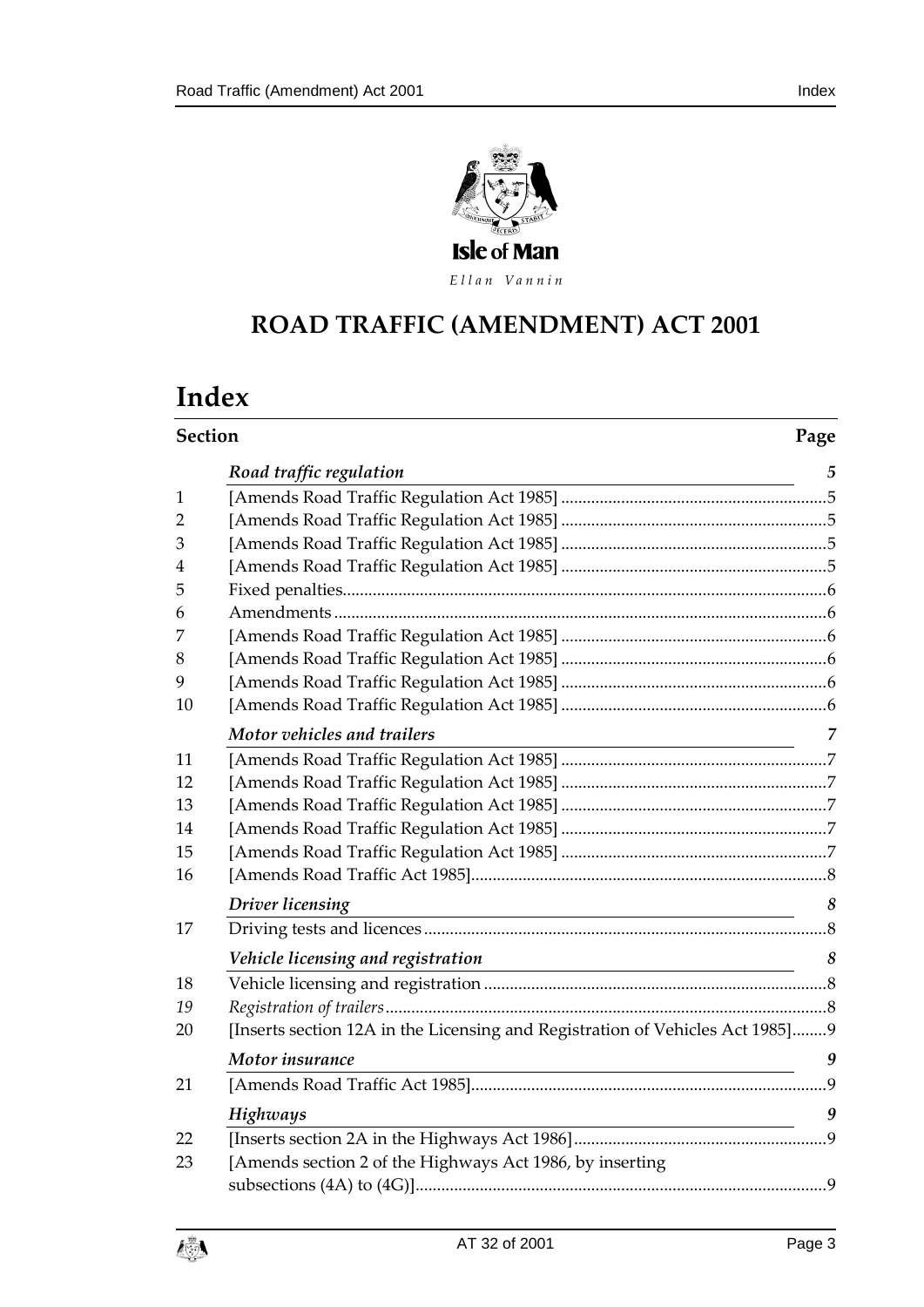Isle of Man

*Ellan Vannin*

# ROAD TRAFFIC (AMENDMENT) ACT 2001

# Index

| Section | | Page |
|---|---|---|
| | ***Road traffic regulation*** | ***5*** |
| 1 | [Amends Road Traffic Regulation Act 1985] | 5 |
| 2 | [Amends Road Traffic Regulation Act 1985] | 5 |
| 3 | [Amends Road Traffic Regulation Act 1985] | 5 |
| 4 | [Amends Road Traffic Regulation Act 1985] | 5 |
| 5 | Fixed penalties | 6 |
| 6 | Amendments | 6 |
| 7 | [Amends Road Traffic Regulation Act 1985] | 6 |
| 8 | [Amends Road Traffic Regulation Act 1985] | 6 |
| 9 | [Amends Road Traffic Regulation Act 1985] | 6 |
| 10 | [Amends Road Traffic Regulation Act 1985] | 6 |
| | ***Motor vehicles and trailers*** | ***7*** |
| 11 | [Amends Road Traffic Regulation Act 1985] | 7 |
| 12 | [Amends Road Traffic Regulation Act 1985] | 7 |
| 13 | [Amends Road Traffic Regulation Act 1985] | 7 |
| 14 | [Amends Road Traffic Regulation Act 1985] | 7 |
| 15 | [Amends Road Traffic Regulation Act 1985] | 7 |
| 16 | [Amends Road Traffic Act 1985] | 8 |
| | ***Driver licensing*** | ***8*** |
| 17 | Driving tests and licences | 8 |
| | ***Vehicle licensing and registration*** | ***8*** |
| 18 | Vehicle licensing and registration | 8 |
| *19* | *Registration of trailers* | 8 |
| 20 | [Inserts section 12A in the Licensing and Registration of Vehicles Act 1985] | 9 |
| | ***Motor insurance*** | ***9*** |
| 21 | [Amends Road Traffic Act 1985] | 9 |
| | ***Highways*** | ***9*** |
| 22 | [Inserts section 2A in the Highways Act 1986] | 9 |
| 23 | [Amends section 2 of the Highways Act 1986, by inserting subsections (4A) to (4G)] | 9 |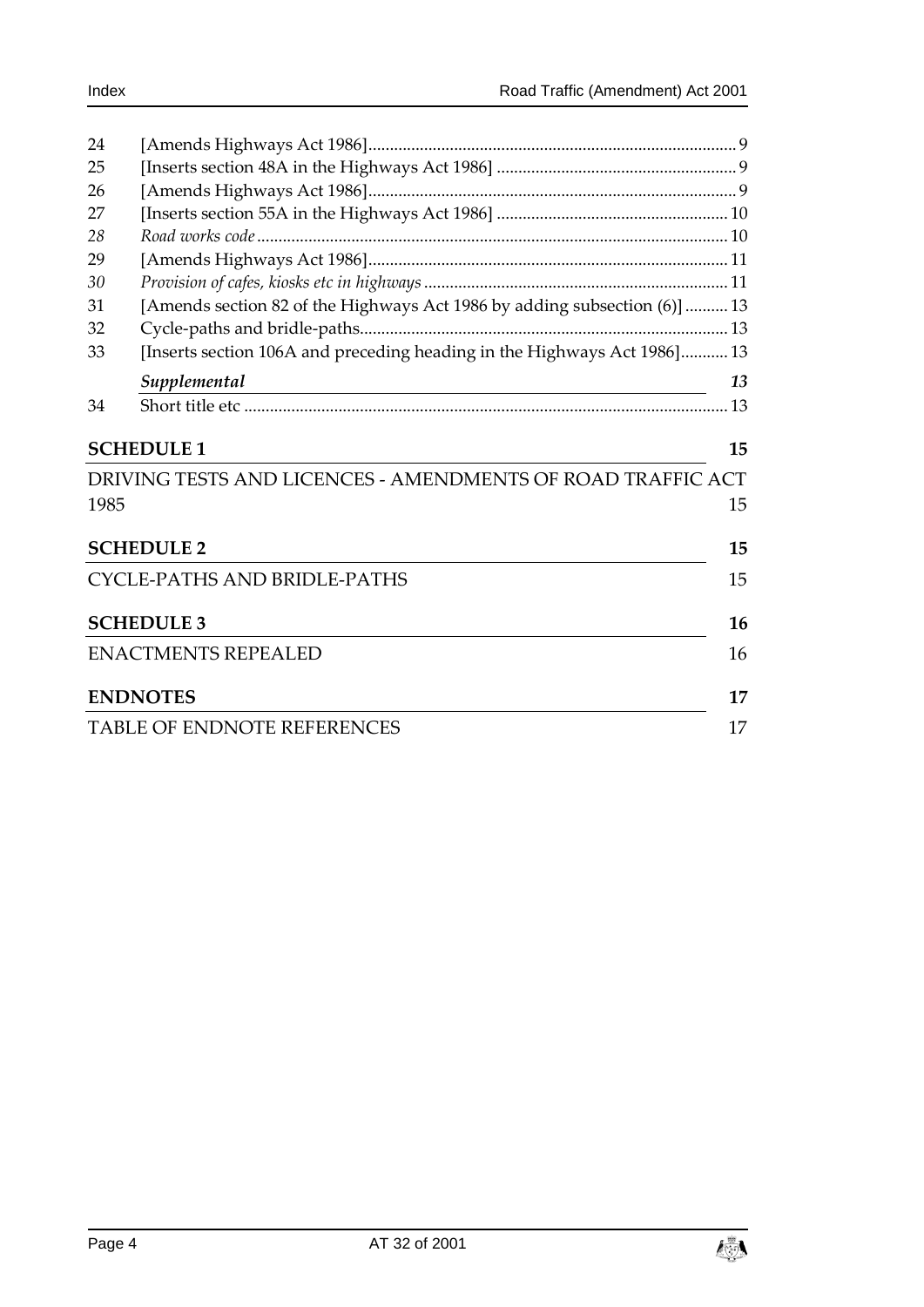24 [Amends Highways Act 1986] ..... 9
25 [Inserts section 48A in the Highways Act 1986] ..... 9
26 [Amends Highways Act 1986] ..... 9
27 [Inserts section 55A in the Highways Act 1986] ..... 10
*28 Road works code ..... 10*
29 [Amends Highways Act 1986] ..... 11
*30 Provision of cafes, kiosks etc in highways ..... 11*
31 [Amends section 82 of the Highways Act 1986 by adding subsection (6)] ..... 13
32 Cycle-paths and bridle-paths ..... 13
33 [Inserts section 106A and preceding heading in the Highways Act 1986] ..... 13

***Supplemental*** *13*

34 Short title etc ..... 13

**SCHEDULE 1** **15**

DRIVING TESTS AND LICENCES - AMENDMENTS OF ROAD TRAFFIC ACT 1985 15

**SCHEDULE 2** **15**

CYCLE-PATHS AND BRIDLE-PATHS 15

**SCHEDULE 3** **16**

ENACTMENTS REPEALED 16

**ENDNOTES** **17**

TABLE OF ENDNOTE REFERENCES 17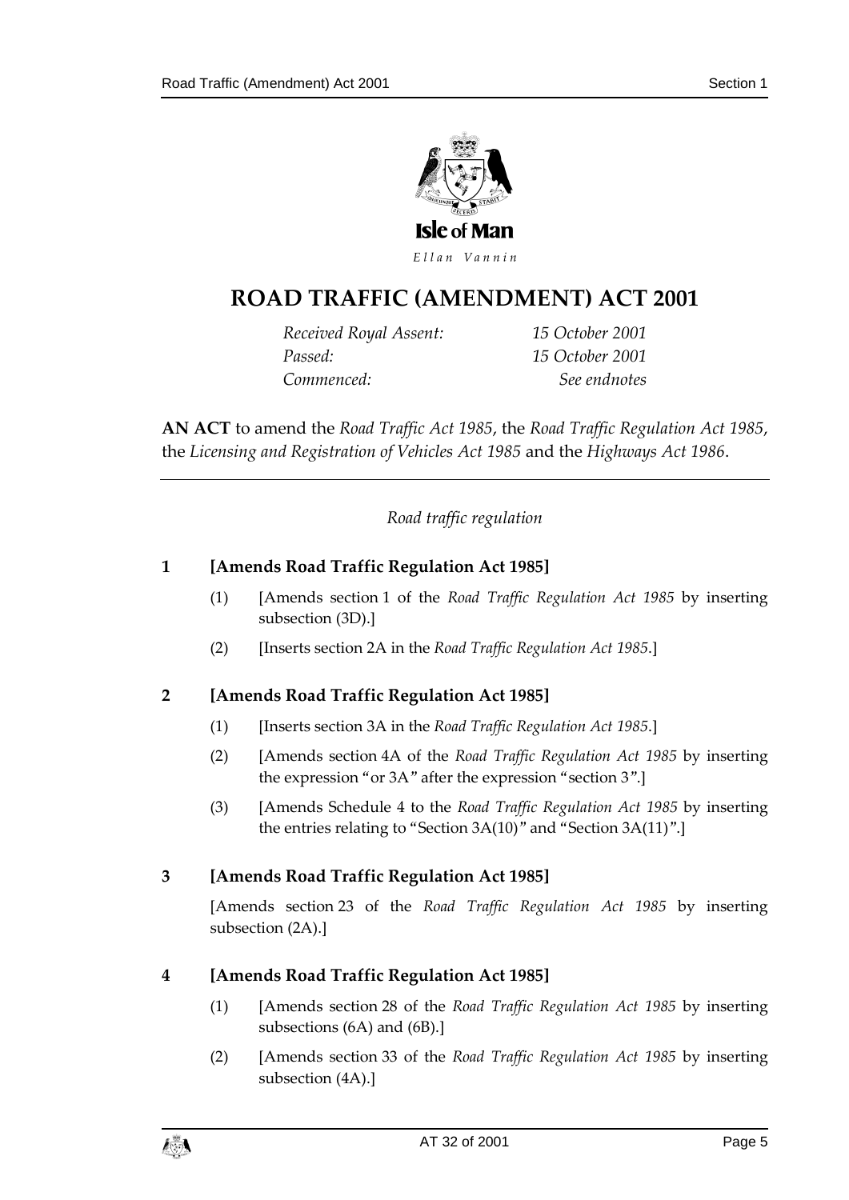Isle of Man

*Ellan Vannin*

# ROAD TRAFFIC (AMENDMENT) ACT 2001

| | |
|---|---|
| *Received Royal Assent:* | *15 October 2001* |
| *Passed:* | *15 October 2001* |
| *Commenced:* | *See endnotes* |

**AN ACT** to amend the *Road Traffic Act 1985*, the *Road Traffic Regulation Act 1985*, the *Licensing and Registration of Vehicles Act 1985* and the *Highways Act 1986*.

*Road traffic regulation*

### 1 [Amends Road Traffic Regulation Act 1985]

(1) [Amends section 1 of the *Road Traffic Regulation Act 1985* by inserting subsection (3D).]

(2) [Inserts section 2A in the *Road Traffic Regulation Act 1985*.]

### 2 [Amends Road Traffic Regulation Act 1985]

(1) [Inserts section 3A in the *Road Traffic Regulation Act 1985*.]

(2) [Amends section 4A of the *Road Traffic Regulation Act 1985* by inserting the expression "or 3A" after the expression "section 3".]

(3) [Amends Schedule 4 to the *Road Traffic Regulation Act 1985* by inserting the entries relating to "Section 3A(10)" and "Section 3A(11)".]

### 3 [Amends Road Traffic Regulation Act 1985]

[Amends section 23 of the *Road Traffic Regulation Act 1985* by inserting subsection (2A).]

### 4 [Amends Road Traffic Regulation Act 1985]

(1) [Amends section 28 of the *Road Traffic Regulation Act 1985* by inserting subsections (6A) and (6B).]

(2) [Amends section 33 of the *Road Traffic Regulation Act 1985* by inserting subsection (4A).]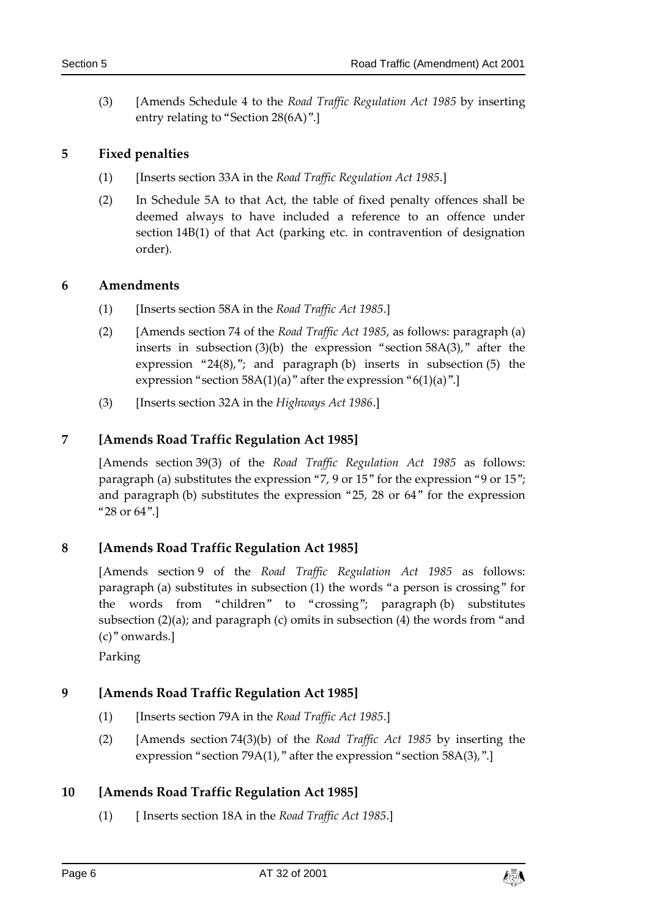(3) [Amends Schedule 4 to the *Road Traffic Regulation Act 1985* by inserting entry relating to "Section 28(6A)".]

## 5 Fixed penalties

(1) [Inserts section 33A in the *Road Traffic Regulation Act 1985*.]

(2) In Schedule 5A to that Act, the table of fixed penalty offences shall be deemed always to have included a reference to an offence under section 14B(1) of that Act (parking etc. in contravention of designation order).

## 6 Amendments

(1) [Inserts section 58A in the *Road Traffic Act 1985*.]

(2) [Amends section 74 of the *Road Traffic Act 1985*, as follows: paragraph (a) inserts in subsection (3)(b) the expression "section 58A(3)," after the expression "24(8),"; and paragraph (b) inserts in subsection (5) the expression "section 58A(1)(a)" after the expression "6(1)(a)".]

(3) [Inserts section 32A in the *Highways Act 1986*.]

## 7 [Amends Road Traffic Regulation Act 1985]

[Amends section 39(3) of the *Road Traffic Regulation Act 1985* as follows: paragraph (a) substitutes the expression "7, 9 or 15" for the expression "9 or 15"; and paragraph (b) substitutes the expression "25, 28 or 64" for the expression "28 or 64".]

## 8 [Amends Road Traffic Regulation Act 1985]

[Amends section 9 of the *Road Traffic Regulation Act 1985* as follows: paragraph (a) substitutes in subsection (1) the words "a person is crossing" for the words from "children" to "crossing"; paragraph (b) substitutes subsection (2)(a); and paragraph (c) omits in subsection (4) the words from "and (c)" onwards.]

Parking

## 9 [Amends Road Traffic Regulation Act 1985]

(1) [Inserts section 79A in the *Road Traffic Act 1985*.]

(2) [Amends section 74(3)(b) of the *Road Traffic Act 1985* by inserting the expression "section 79A(1)," after the expression "section 58A(3),".]

## 10 [Amends Road Traffic Regulation Act 1985]

(1) [ Inserts section 18A in the *Road Traffic Act 1985*.]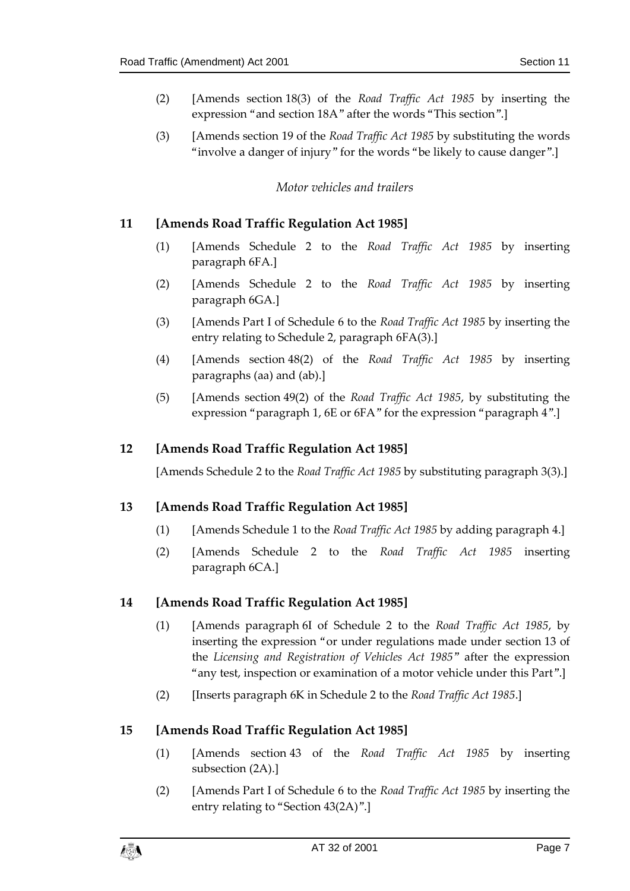(2) [Amends section 18(3) of the *Road Traffic Act 1985* by inserting the expression "and section 18A" after the words "This section".]

(3) [Amends section 19 of the *Road Traffic Act 1985* by substituting the words "involve a danger of injury" for the words "be likely to cause danger".]

*Motor vehicles and trailers*

## 11 [Amends Road Traffic Regulation Act 1985]

(1) [Amends Schedule 2 to the *Road Traffic Act 1985* by inserting paragraph 6FA.]

(2) [Amends Schedule 2 to the *Road Traffic Act 1985* by inserting paragraph 6GA.]

(3) [Amends Part I of Schedule 6 to the *Road Traffic Act 1985* by inserting the entry relating to Schedule 2, paragraph 6FA(3).]

(4) [Amends section 48(2) of the *Road Traffic Act 1985* by inserting paragraphs (aa) and (ab).]

(5) [Amends section 49(2) of the *Road Traffic Act 1985*, by substituting the expression "paragraph 1, 6E or 6FA" for the expression "paragraph 4".]

## 12 [Amends Road Traffic Regulation Act 1985]

[Amends Schedule 2 to the *Road Traffic Act 1985* by substituting paragraph 3(3).]

## 13 [Amends Road Traffic Regulation Act 1985]

(1) [Amends Schedule 1 to the *Road Traffic Act 1985* by adding paragraph 4.]

(2) [Amends Schedule 2 to the *Road Traffic Act 1985* inserting paragraph 6CA.]

## 14 [Amends Road Traffic Regulation Act 1985]

(1) [Amends paragraph 6I of Schedule 2 to the *Road Traffic Act 1985*, by inserting the expression "or under regulations made under section 13 of the *Licensing and Registration of Vehicles Act 1985*" after the expression "any test, inspection or examination of a motor vehicle under this Part".]

(2) [Inserts paragraph 6K in Schedule 2 to the *Road Traffic Act 1985*.]

## 15 [Amends Road Traffic Regulation Act 1985]

(1) [Amends section 43 of the *Road Traffic Act 1985* by inserting subsection (2A).]

(2) [Amends Part I of Schedule 6 to the *Road Traffic Act 1985* by inserting the entry relating to "Section 43(2A)".]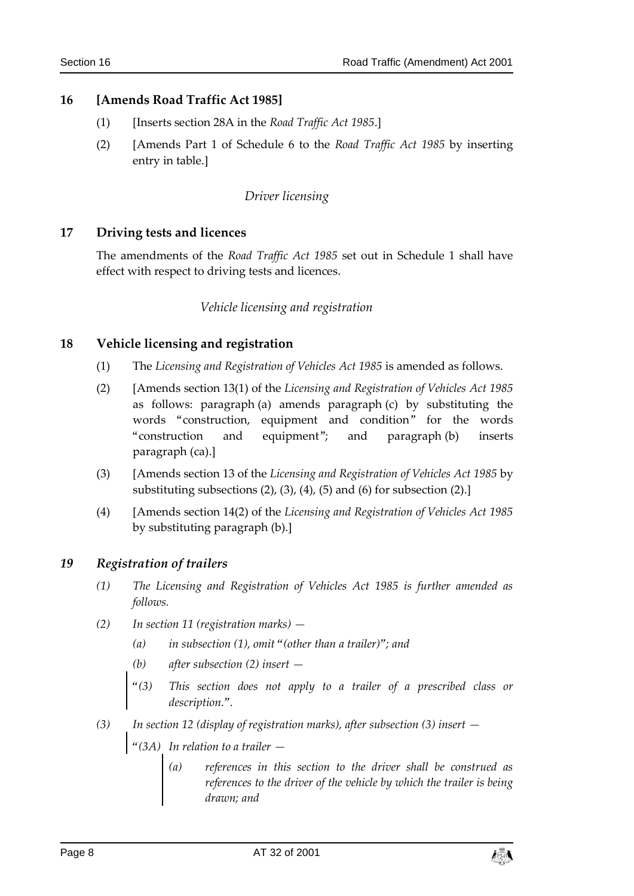## 16 [Amends Road Traffic Act 1985]

(1) [Inserts section 28A in the *Road Traffic Act 1985*.]

(2) [Amends Part 1 of Schedule 6 to the *Road Traffic Act 1985* by inserting entry in table.]

*Driver licensing*

## 17 Driving tests and licences

The amendments of the *Road Traffic Act 1985* set out in Schedule 1 shall have effect with respect to driving tests and licences.

*Vehicle licensing and registration*

## 18 Vehicle licensing and registration

(1) The *Licensing and Registration of Vehicles Act 1985* is amended as follows.

(2) [Amends section 13(1) of the *Licensing and Registration of Vehicles Act 1985* as follows: paragraph (a) amends paragraph (c) by substituting the words "construction, equipment and condition" for the words "construction and equipment"; and paragraph (b) inserts paragraph (ca).]

(3) [Amends section 13 of the *Licensing and Registration of Vehicles Act 1985* by substituting subsections (2), (3), (4), (5) and (6) for subsection (2).]

(4) [Amends section 14(2) of the *Licensing and Registration of Vehicles Act 1985* by substituting paragraph (b).]

## *19 Registration of trailers*

*(1) The Licensing and Registration of Vehicles Act 1985 is further amended as follows.*

*(2) In section 11 (registration marks) —*

*(a) in subsection (1), omit "(other than a trailer)"; and*

*(b) after subsection (2) insert —*

> *"(3) This section does not apply to a trailer of a prescribed class or description.".*

*(3) In section 12 (display of registration marks), after subsection (3) insert —*

> *"(3A) In relation to a trailer —*
>
> > *(a) references in this section to the driver shall be construed as references to the driver of the vehicle by which the trailer is being drawn; and*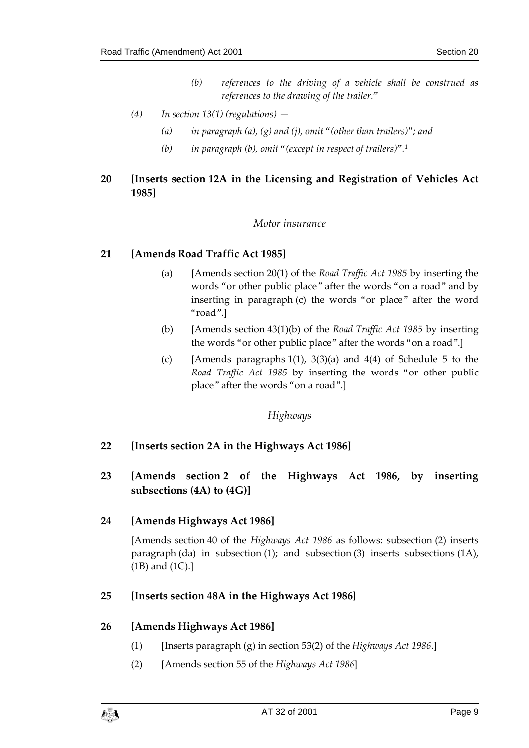*(b) references to the driving of a vehicle shall be construed as references to the drawing of the trailer."*

*(4) In section 13(1) (regulations) —*

*(a) in paragraph (a), (g) and (j), omit "(other than trailers)"; and*

*(b) in paragraph (b), omit "(except in respect of trailers)".*[1]

## 20 [Inserts section 12A in the Licensing and Registration of Vehicles Act 1985]

*Motor insurance*

## 21 [Amends Road Traffic Act 1985]

(a) [Amends section 20(1) of the *Road Traffic Act 1985* by inserting the words "or other public place" after the words "on a road" and by inserting in paragraph (c) the words "or place" after the word "road".]

(b) [Amends section 43(1)(b) of the *Road Traffic Act 1985* by inserting the words "or other public place" after the words "on a road".]

(c) [Amends paragraphs 1(1), 3(3)(a) and 4(4) of Schedule 5 to the *Road Traffic Act 1985* by inserting the words "or other public place" after the words "on a road".]

*Highways*

## 22 [Inserts section 2A in the Highways Act 1986]

## 23 [Amends section 2 of the Highways Act 1986, by inserting subsections (4A) to (4G)]

## 24 [Amends Highways Act 1986]

[Amends section 40 of the *Highways Act 1986* as follows: subsection (2) inserts paragraph (da) in subsection (1); and subsection (3) inserts subsections (1A), (1B) and (1C).]

## 25 [Inserts section 48A in the Highways Act 1986]

## 26 [Amends Highways Act 1986]

(1) [Inserts paragraph (g) in section 53(2) of the *Highways Act 1986*.]

(2) [Amends section 55 of the *Highways Act 1986*]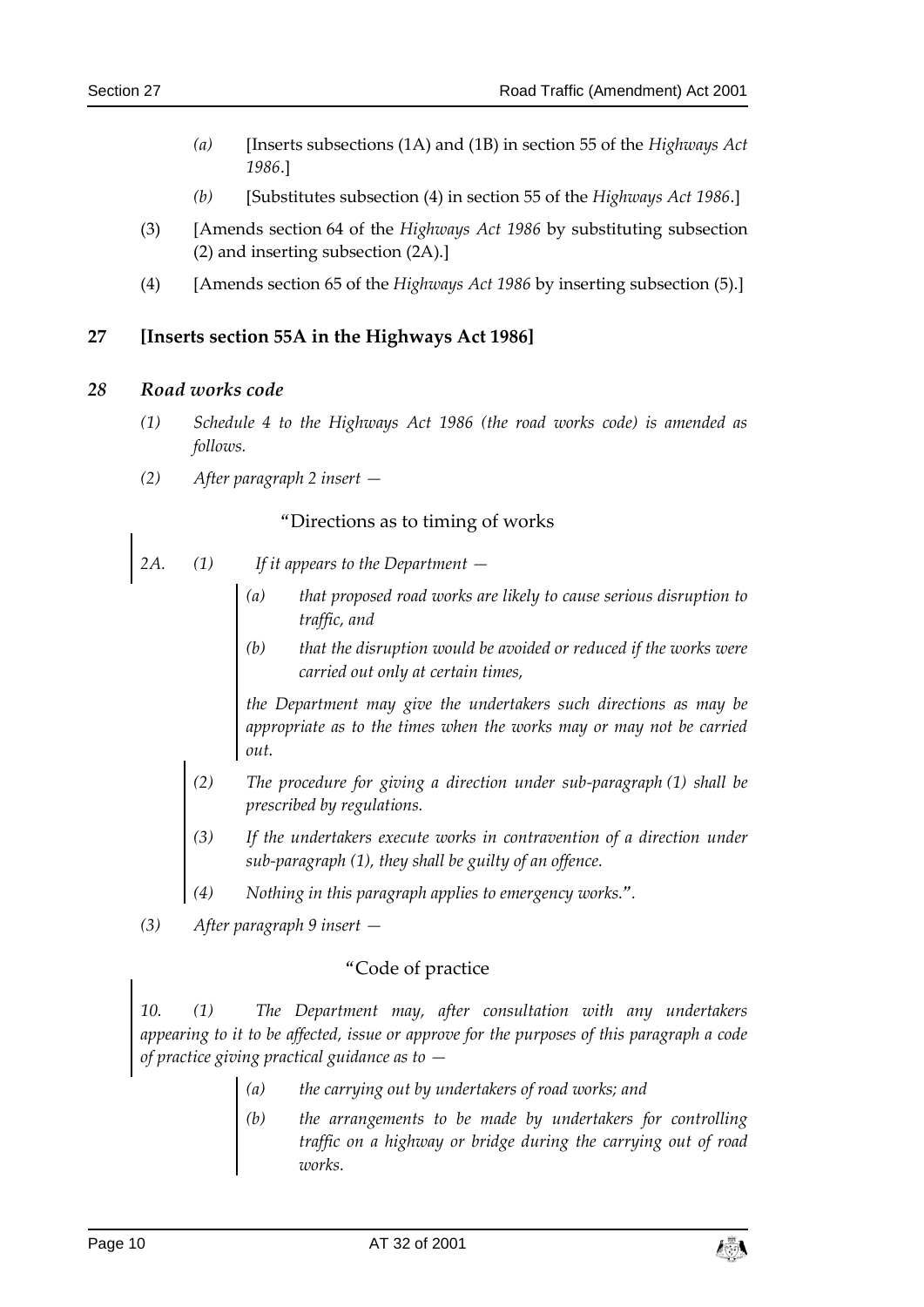(a) [Inserts subsections (1A) and (1B) in section 55 of the *Highways Act 1986*.]

(b) [Substitutes subsection (4) in section 55 of the *Highways Act 1986*.]

(3) [Amends section 64 of the *Highways Act 1986* by substituting subsection (2) and inserting subsection (2A).]

(4) [Amends section 65 of the *Highways Act 1986* by inserting subsection (5).]

## 27 [Inserts section 55A in the Highways Act 1986]

## *28 Road works code*

*(1) Schedule 4 to the Highways Act 1986 (the road works code) is amended as follows.*

*(2) After paragraph 2 insert —*

"Directions as to timing of works

*2A. (1) If it appears to the Department —*

*(a) that proposed road works are likely to cause serious disruption to traffic, and*

*(b) that the disruption would be avoided or reduced if the works were carried out only at certain times,*

*the Department may give the undertakers such directions as may be appropriate as to the times when the works may or may not be carried out.*

*(2) The procedure for giving a direction under sub-paragraph (1) shall be prescribed by regulations.*

*(3) If the undertakers execute works in contravention of a direction under sub-paragraph (1), they shall be guilty of an offence.*

*(4) Nothing in this paragraph applies to emergency works.".*

*(3) After paragraph 9 insert —*

"Code of practice

*10. (1) The Department may, after consultation with any undertakers appearing to it to be affected, issue or approve for the purposes of this paragraph a code of practice giving practical guidance as to —*

*(a) the carrying out by undertakers of road works; and*

*(b) the arrangements to be made by undertakers for controlling traffic on a highway or bridge during the carrying out of road works.*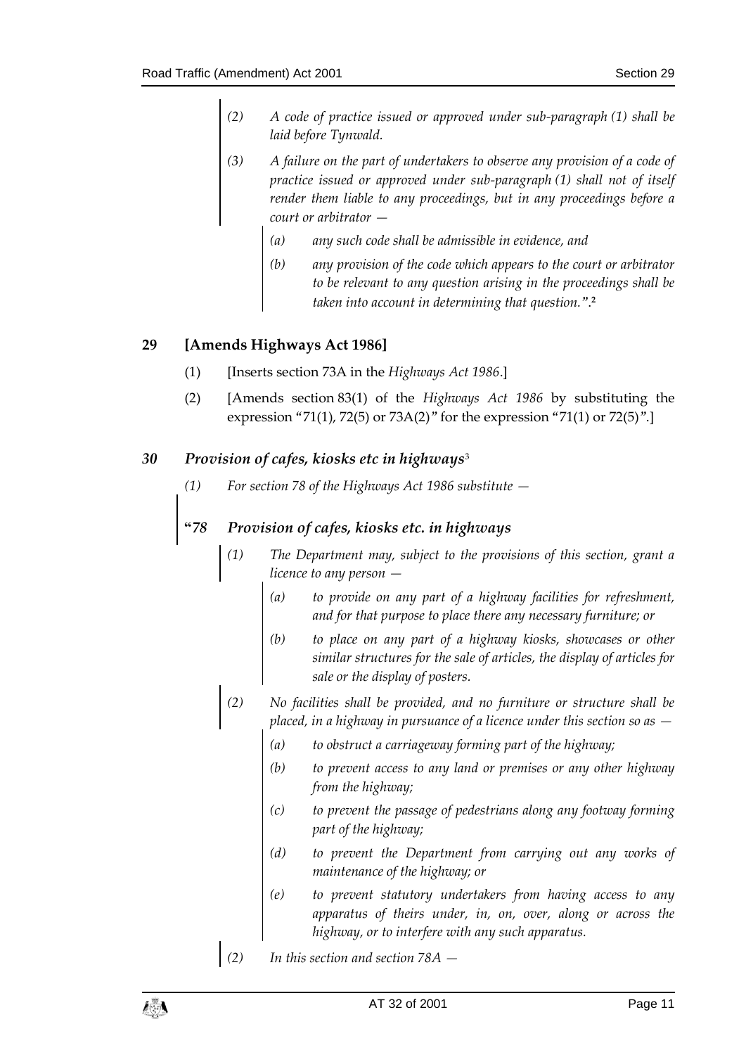*(2) A code of practice issued or approved under sub-paragraph (1) shall be laid before Tynwald.*

*(3) A failure on the part of undertakers to observe any provision of a code of practice issued or approved under sub-paragraph (1) shall not of itself render them liable to any proceedings, but in any proceedings before a court or arbitrator —*

*(a) any such code shall be admissible in evidence, and*

*(b) any provision of the code which appears to the court or arbitrator to be relevant to any question arising in the proceedings shall be taken into account in determining that question.".*[2]

## 29 [Amends Highways Act 1986]

(1) [Inserts section 73A in the *Highways Act 1986*.]

(2) [Amends section 83(1) of the *Highways Act 1986* by substituting the expression "71(1), 72(5) or 73A(2)" for the expression "71(1) or 72(5)".]

## *30 Provision of cafes, kiosks etc in highways*[3]

*(1) For section 78 of the Highways Act 1986 substitute —*

### *"78 Provision of cafes, kiosks etc. in highways*

*(1) The Department may, subject to the provisions of this section, grant a licence to any person —*

*(a) to provide on any part of a highway facilities for refreshment, and for that purpose to place there any necessary furniture; or*

*(b) to place on any part of a highway kiosks, showcases or other similar structures for the sale of articles, the display of articles for sale or the display of posters.*

*(2) No facilities shall be provided, and no furniture or structure shall be placed, in a highway in pursuance of a licence under this section so as —*

*(a) to obstruct a carriageway forming part of the highway;*

*(b) to prevent access to any land or premises or any other highway from the highway;*

*(c) to prevent the passage of pedestrians along any footway forming part of the highway;*

*(d) to prevent the Department from carrying out any works of maintenance of the highway; or*

*(e) to prevent statutory undertakers from having access to any apparatus of theirs under, in, on, over, along or across the highway, or to interfere with any such apparatus.*

*(2) In this section and section 78A —*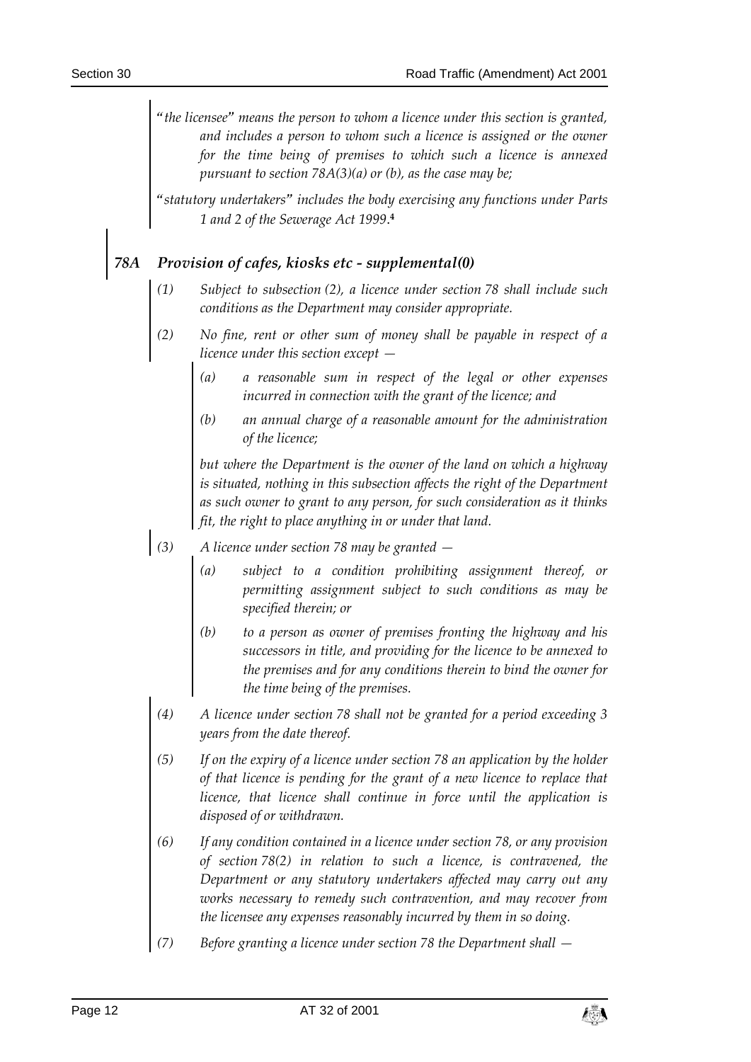*"the licensee" means the person to whom a licence under this section is granted, and includes a person to whom such a licence is assigned or the owner for the time being of premises to which such a licence is annexed pursuant to section 78A(3)(a) or (b), as the case may be;*

*"statutory undertakers" includes the body exercising any functions under Parts 1 and 2 of the Sewerage Act 1999.*[4]

### *78A Provision of cafes, kiosks etc - supplemental(0)*

*(1) Subject to subsection (2), a licence under section 78 shall include such conditions as the Department may consider appropriate.*

*(2) No fine, rent or other sum of money shall be payable in respect of a licence under this section except —*

*(a) a reasonable sum in respect of the legal or other expenses incurred in connection with the grant of the licence; and*

*(b) an annual charge of a reasonable amount for the administration of the licence;*

*but where the Department is the owner of the land on which a highway is situated, nothing in this subsection affects the right of the Department as such owner to grant to any person, for such consideration as it thinks fit, the right to place anything in or under that land.*

*(3) A licence under section 78 may be granted —*

*(a) subject to a condition prohibiting assignment thereof, or permitting assignment subject to such conditions as may be specified therein; or*

*(b) to a person as owner of premises fronting the highway and his successors in title, and providing for the licence to be annexed to the premises and for any conditions therein to bind the owner for the time being of the premises.*

*(4) A licence under section 78 shall not be granted for a period exceeding 3 years from the date thereof.*

*(5) If on the expiry of a licence under section 78 an application by the holder of that licence is pending for the grant of a new licence to replace that licence, that licence shall continue in force until the application is disposed of or withdrawn.*

*(6) If any condition contained in a licence under section 78, or any provision of section 78(2) in relation to such a licence, is contravened, the Department or any statutory undertakers affected may carry out any works necessary to remedy such contravention, and may recover from the licensee any expenses reasonably incurred by them in so doing.*

*(7) Before granting a licence under section 78 the Department shall —*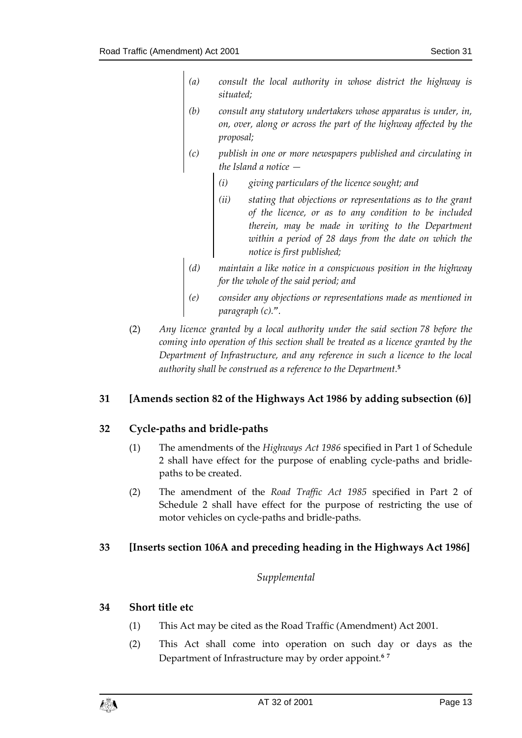> *(a) consult the local authority in whose district the highway is situated;*
>
> *(b) consult any statutory undertakers whose apparatus is under, in, on, over, along or across the part of the highway affected by the proposal;*
>
> *(c) publish in one or more newspapers published and circulating in the Island a notice —*
>
> > *(i) giving particulars of the licence sought; and*
> >
> > *(ii) stating that objections or representations as to the grant of the licence, or as to any condition to be included therein, may be made in writing to the Department within a period of 28 days from the date on which the notice is first published;*
>
> *(d) maintain a like notice in a conspicuous position in the highway for the whole of the said period; and*
>
> *(e) consider any objections or representations made as mentioned in paragraph (c).*".

(2) *Any licence granted by a local authority under the said section 78 before the coming into operation of this section shall be treated as a licence granted by the Department of Infrastructure, and any reference in such a licence to the local authority shall be construed as a reference to the Department.*[5]

## 31 [Amends section 82 of the Highways Act 1986 by adding subsection (6)]

## 32 Cycle-paths and bridle-paths

(1) The amendments of the *Highways Act 1986* specified in Part 1 of Schedule 2 shall have effect for the purpose of enabling cycle-paths and bridle-paths to be created.

(2) The amendment of the *Road Traffic Act 1985* specified in Part 2 of Schedule 2 shall have effect for the purpose of restricting the use of motor vehicles on cycle-paths and bridle-paths.

## 33 [Inserts section 106A and preceding heading in the Highways Act 1986]

*Supplemental*

## 34 Short title etc

(1) This Act may be cited as the Road Traffic (Amendment) Act 2001.

(2) This Act shall come into operation on such day or days as the Department of Infrastructure may by order appoint.[6] [7]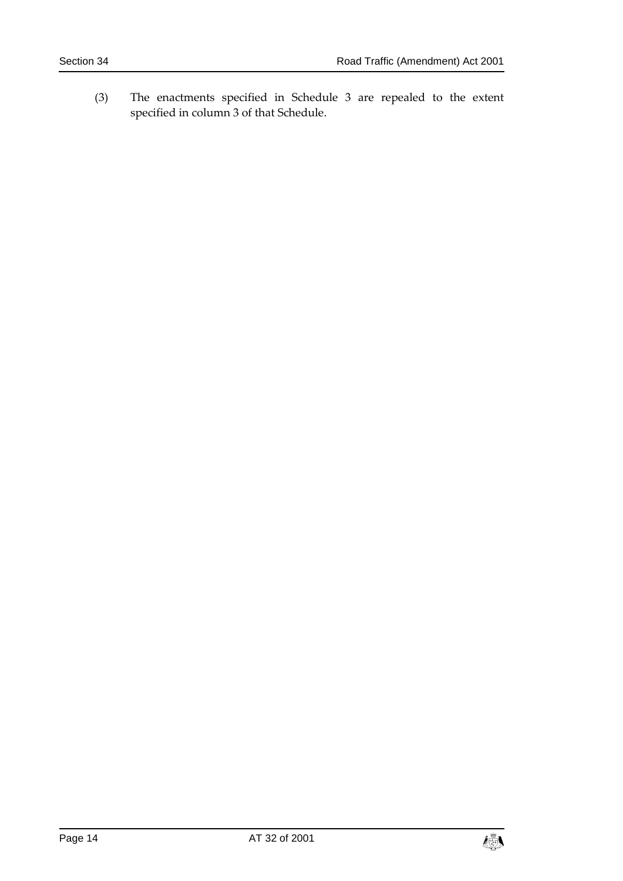(3) The enactments specified in Schedule 3 are repealed to the extent specified in column 3 of that Schedule.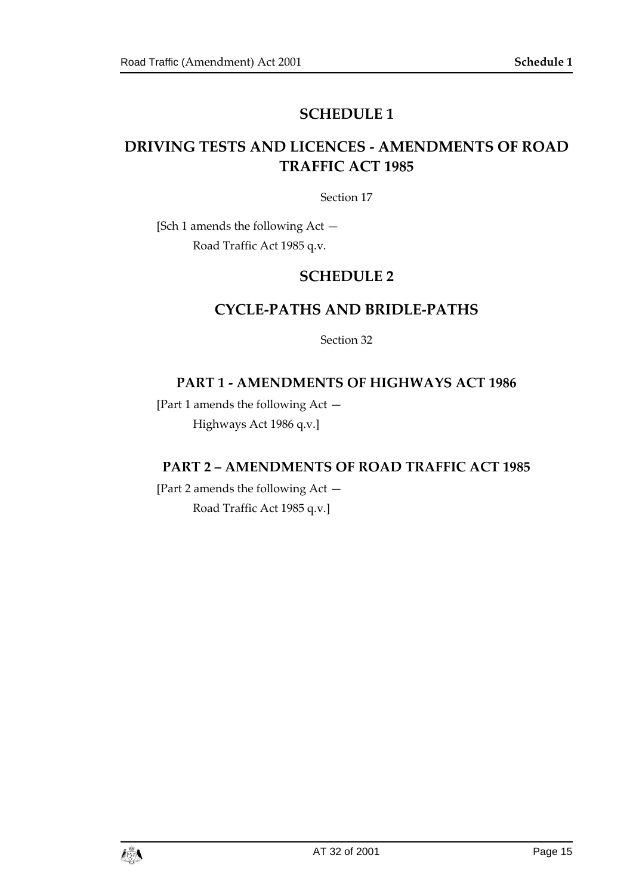# SCHEDULE 1

# DRIVING TESTS AND LICENCES - AMENDMENTS OF ROAD TRAFFIC ACT 1985

Section 17

[Sch 1 amends the following Act —

Road Traffic Act 1985 q.v.

# SCHEDULE 2

# CYCLE-PATHS AND BRIDLE-PATHS

Section 32

## PART 1 - AMENDMENTS OF HIGHWAYS ACT 1986

[Part 1 amends the following Act —

Highways Act 1986 q.v.]

## PART 2 – AMENDMENTS OF ROAD TRAFFIC ACT 1985

[Part 2 amends the following Act —

Road Traffic Act 1985 q.v.]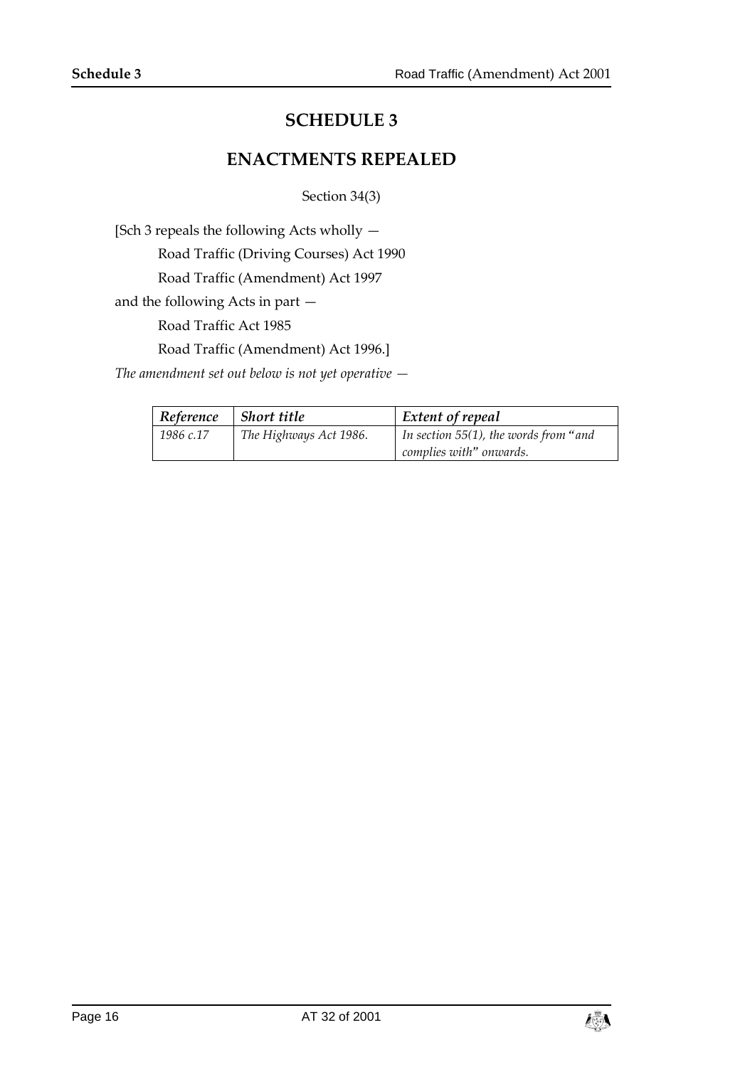# SCHEDULE 3

## ENACTMENTS REPEALED

Section 34(3)

[Sch 3 repeals the following Acts wholly —

Road Traffic (Driving Courses) Act 1990

Road Traffic (Amendment) Act 1997

and the following Acts in part —

Road Traffic Act 1985

Road Traffic (Amendment) Act 1996.]

*The amendment set out below is not yet operative —*

| *Reference* | *Short title* | *Extent of repeal* |
|---|---|---|
| *1986 c.17* | *The Highways Act 1986.* | *In section 55(1), the words from "and complies with" onwards.* |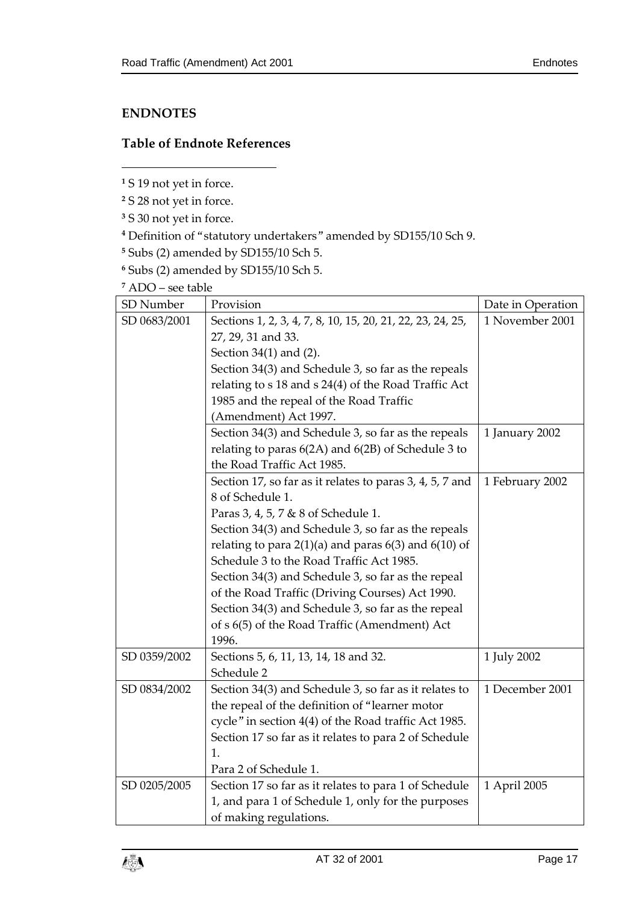## ENDNOTES

### Table of Endnote References

[1] S 19 not yet in force.

[2] S 28 not yet in force.

[3] S 30 not yet in force.

[4] Definition of "statutory undertakers" amended by SD155/10 Sch 9.

[5] Subs (2) amended by SD155/10 Sch 5.

[6] Subs (2) amended by SD155/10 Sch 5.

[7] ADO – see table

| SD Number | Provision | Date in Operation |
|---|---|---|
| SD 0683/2001 | Sections 1, 2, 3, 4, 7, 8, 10, 15, 20, 21, 22, 23, 24, 25, 27, 29, 31 and 33. Section 34(1) and (2). Section 34(3) and Schedule 3, so far as the repeals relating to s 18 and s 24(4) of the Road Traffic Act 1985 and the repeal of the Road Traffic (Amendment) Act 1997. | 1 November 2001 |
| | Section 34(3) and Schedule 3, so far as the repeals relating to paras 6(2A) and 6(2B) of Schedule 3 to the Road Traffic Act 1985. | 1 January 2002 |
| | Section 17, so far as it relates to paras 3, 4, 5, 7 and 8 of Schedule 1. Paras 3, 4, 5, 7 & 8 of Schedule 1. Section 34(3) and Schedule 3, so far as the repeals relating to para 2(1)(a) and paras 6(3) and 6(10) of Schedule 3 to the Road Traffic Act 1985. Section 34(3) and Schedule 3, so far as the repeal of the Road Traffic (Driving Courses) Act 1990. Section 34(3) and Schedule 3, so far as the repeal of s 6(5) of the Road Traffic (Amendment) Act 1996. | 1 February 2002 |
| SD 0359/2002 | Sections 5, 6, 11, 13, 14, 18 and 32. Schedule 2 | 1 July 2002 |
| SD 0834/2002 | Section 34(3) and Schedule 3, so far as it relates to the repeal of the definition of "learner motor cycle" in section 4(4) of the Road traffic Act 1985. Section 17 so far as it relates to para 2 of Schedule 1. Para 2 of Schedule 1. | 1 December 2001 |
| SD 0205/2005 | Section 17 so far as it relates to para 1 of Schedule 1, and para 1 of Schedule 1, only for the purposes of making regulations. | 1 April 2005 |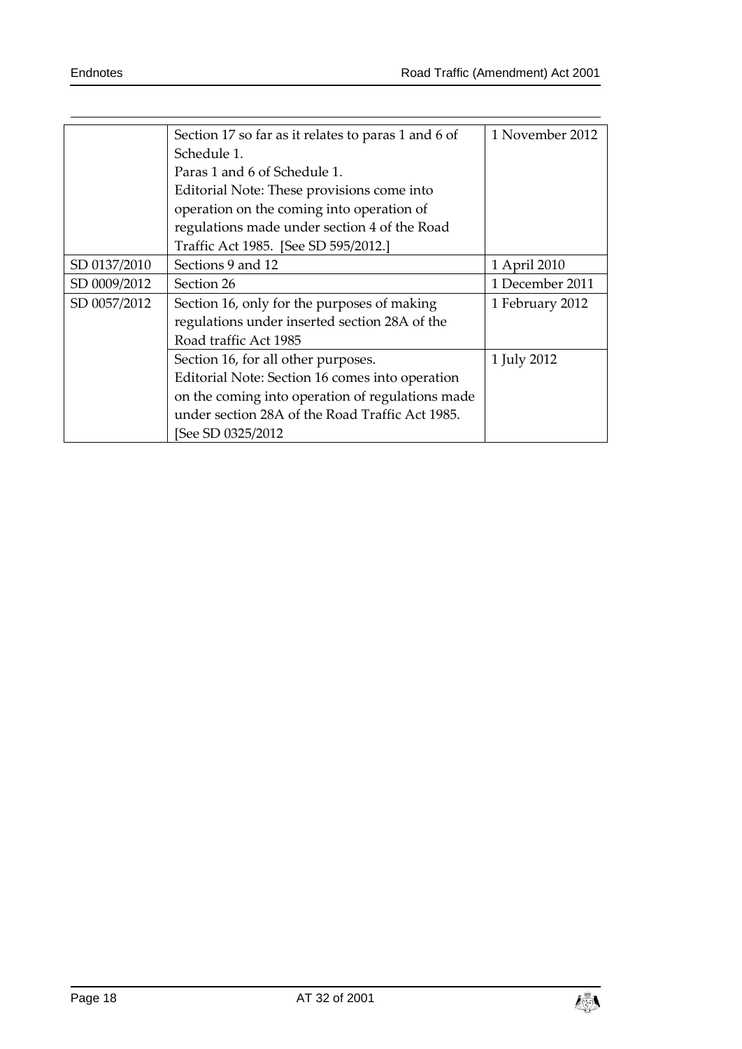| | | |
|---|---|---|
| | Section 17 so far as it relates to paras 1 and 6 of Schedule 1.<br>Paras 1 and 6 of Schedule 1.<br>Editorial Note: These provisions come into operation on the coming into operation of regulations made under section 4 of the Road Traffic Act 1985. [See SD 595/2012.] | 1 November 2012 |
| SD 0137/2010 | Sections 9 and 12 | 1 April 2010 |
| SD 0009/2012 | Section 26 | 1 December 2011 |
| SD 0057/2012 | Section 16, only for the purposes of making regulations under inserted section 28A of the Road traffic Act 1985 | 1 February 2012 |
| | Section 16, for all other purposes.<br>Editorial Note: Section 16 comes into operation on the coming into operation of regulations made under section 28A of the Road Traffic Act 1985. [See SD 0325/2012 | 1 July 2012 |